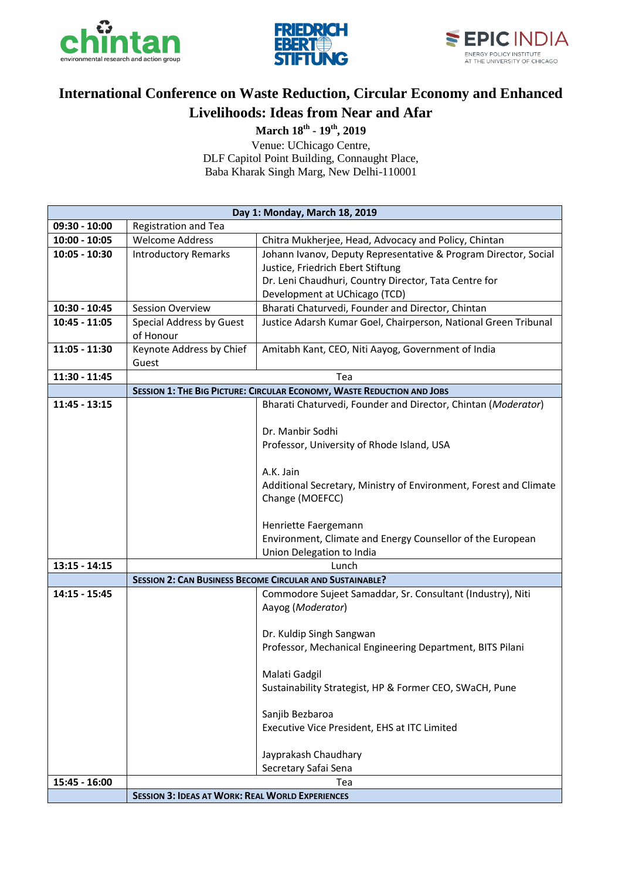# International Conference on Waste Reduction, Circular Economy and Enhanced Livelihoods: Ideas from Near and Afar

**March 18th - 19th, 2019**

Venue: UChicago Centre,
DLF Capitol Point Building, Connaught Place,
Baba Kharak Singh Marg, New Delhi-110001

| Day 1: Monday, March 18, 2019 | | |
|---|---|---|
| **09:30 - 10:00** | Registration and Tea | |
| **10:00 - 10:05** | Welcome Address | Chitra Mukherjee, Head, Advocacy and Policy, Chintan |
| **10:05 - 10:30** | Introductory Remarks | Johann Ivanov, Deputy Representative & Program Director, Social Justice, Friedrich Ebert Stiftung<br>Dr. Leni Chaudhuri, Country Director, Tata Centre for Development at UChicago (TCD) |
| **10:30 - 10:45** | Session Overview | Bharati Chaturvedi, Founder and Director, Chintan |
| **10:45 - 11:05** | Special Address by Guest of Honour | Justice Adarsh Kumar Goel, Chairperson, National Green Tribunal |
| **11:05 - 11:30** | Keynote Address by Chief Guest | Amitabh Kant, CEO, Niti Aayog, Government of India |
| **11:30 - 11:45** | Tea | |
| | **SESSION 1: THE BIG PICTURE: CIRCULAR ECONOMY, WASTE REDUCTION AND JOBS** | |
| **11:45 - 13:15** | | Bharati Chaturvedi, Founder and Director, Chintan (*Moderator*)<br><br>Dr. Manbir Sodhi<br>Professor, University of Rhode Island, USA<br><br>A.K. Jain<br>Additional Secretary, Ministry of Environment, Forest and Climate Change (MOEFCC)<br><br>Henriette Faergemann<br>Environment, Climate and Energy Counsellor of the European Union Delegation to India |
| **13:15 - 14:15** | Lunch | |
| | **SESSION 2: CAN BUSINESS BECOME CIRCULAR AND SUSTAINABLE?** | |
| **14:15 - 15:45** | | Commodore Sujeet Samaddar, Sr. Consultant (Industry), Niti Aayog (*Moderator*)<br><br>Dr. Kuldip Singh Sangwan<br>Professor, Mechanical Engineering Department, BITS Pilani<br><br>Malati Gadgil<br>Sustainability Strategist, HP & Former CEO, SWaCH, Pune<br><br>Sanjib Bezbaroa<br>Executive Vice President, EHS at ITC Limited<br><br>Jayprakash Chaudhary<br>Secretary Safai Sena |
| **15:45 - 16:00** | Tea | |
| | **SESSION 3: IDEAS AT WORK: REAL WORLD EXPERIENCES** | |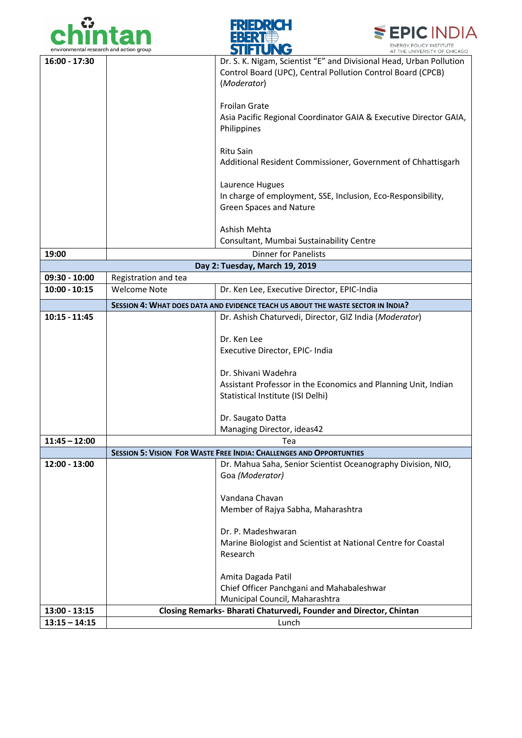| | | |
|---|---|---|
| **16:00 - 17:30** | | Dr. S. K. Nigam, Scientist "E" and Divisional Head, Urban Pollution Control Board (UPC), Central Pollution Control Board (CPCB) (*Moderator*)<br><br>Froilan Grate<br>Asia Pacific Regional Coordinator GAIA & Executive Director GAIA, Philippines<br><br>Ritu Sain<br>Additional Resident Commissioner, Government of Chhattisgarh<br><br>Laurence Hugues<br>In charge of employment, SSE, Inclusion, Eco-Responsibility, Green Spaces and Nature<br><br>Ashish Mehta<br>Consultant, Mumbai Sustainability Centre |
| **19:00** | Dinner for Panelists | |
| **Day 2: Tuesday, March 19, 2019** | | |
| **09:30 - 10:00** | Registration and tea | |
| **10:00 - 10:15** | Welcome Note | Dr. Ken Lee, Executive Director, EPIC-India |
| | **SESSION 4: WHAT DOES DATA AND EVIDENCE TEACH US ABOUT THE WASTE SECTOR IN INDIA?** | |
| **10:15 - 11:45** | | Dr. Ashish Chaturvedi, Director, GIZ India (*Moderator*)<br><br>Dr. Ken Lee<br>Executive Director, EPIC- India<br><br>Dr. Shivani Wadehra<br>Assistant Professor in the Economics and Planning Unit, Indian Statistical Institute (ISI Delhi)<br><br>Dr. Saugato Datta<br>Managing Director, ideas42 |
| **11:45 – 12:00** | Tea | |
| | **SESSION 5: VISION FOR WASTE FREE INDIA: CHALLENGES AND OPPORTUNITIES** | |
| **12:00 - 13:00** | | Dr. Mahua Saha, Senior Scientist Oceanography Division, NIO, Goa *(Moderator)*<br><br>Vandana Chavan<br>Member of Rajya Sabha, Maharashtra<br><br>Dr. P. Madeshwaran<br>Marine Biologist and Scientist at National Centre for Coastal Research<br><br>Amita Dagada Patil<br>Chief Officer Panchgani and Mahabaleshwar Municipal Council, Maharashtra |
| **13:00 - 13:15** | **Closing Remarks- Bharati Chaturvedi, Founder and Director, Chintan** | |
| **13:15 – 14:15** | Lunch | |